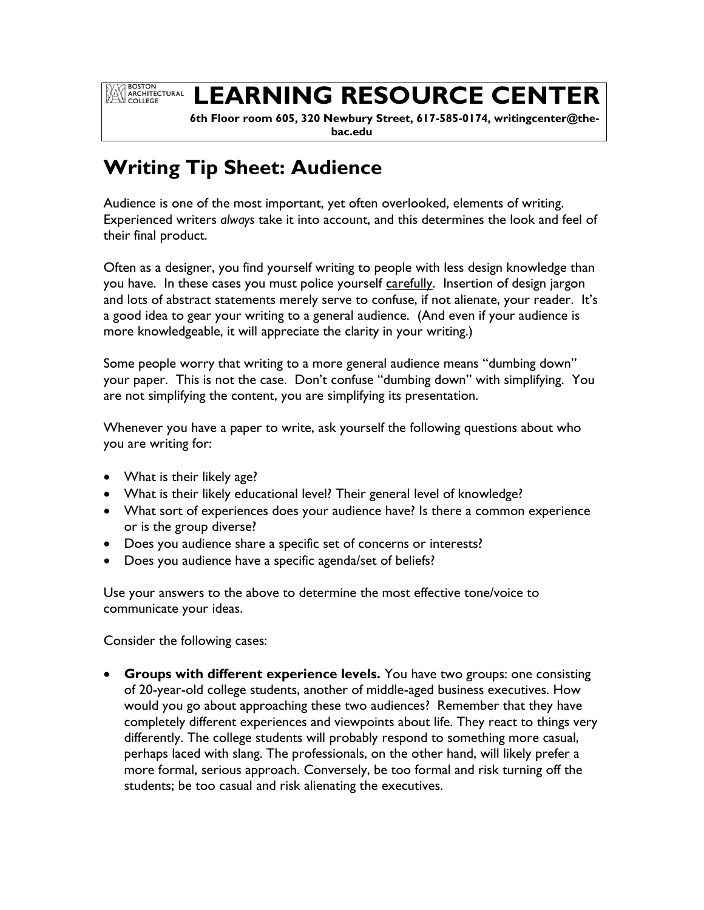BOSTON ARCHITECTURAL COLLEGE

# LEARNING RESOURCE CENTER

**6th Floor room 605, 320 Newbury Street, 617-585-0174, writingcenter@the-bac.edu**

## Writing Tip Sheet: Audience

Audience is one of the most important, yet often overlooked, elements of writing. Experienced writers *always* take it into account, and this determines the look and feel of their final product.

Often as a designer, you find yourself writing to people with less design knowledge than you have. In these cases you must police yourself <u>carefully</u>. Insertion of design jargon and lots of abstract statements merely serve to confuse, if not alienate, your reader. It's a good idea to gear your writing to a general audience. (And even if your audience is more knowledgeable, it will appreciate the clarity in your writing.)

Some people worry that writing to a more general audience means "dumbing down" your paper. This is not the case. Don't confuse "dumbing down" with simplifying. You are not simplifying the content, you are simplifying its presentation.

Whenever you have a paper to write, ask yourself the following questions about who you are writing for:

- What is their likely age?
- What is their likely educational level? Their general level of knowledge?
- What sort of experiences does your audience have? Is there a common experience or is the group diverse?
- Does you audience share a specific set of concerns or interests?
- Does you audience have a specific agenda/set of beliefs?

Use your answers to the above to determine the most effective tone/voice to communicate your ideas.

Consider the following cases:

- **Groups with different experience levels.** You have two groups: one consisting of 20-year-old college students, another of middle-aged business executives. How would you go about approaching these two audiences? Remember that they have completely different experiences and viewpoints about life. They react to things very differently. The college students will probably respond to something more casual, perhaps laced with slang. The professionals, on the other hand, will likely prefer a more formal, serious approach. Conversely, be too formal and risk turning off the students; be too casual and risk alienating the executives.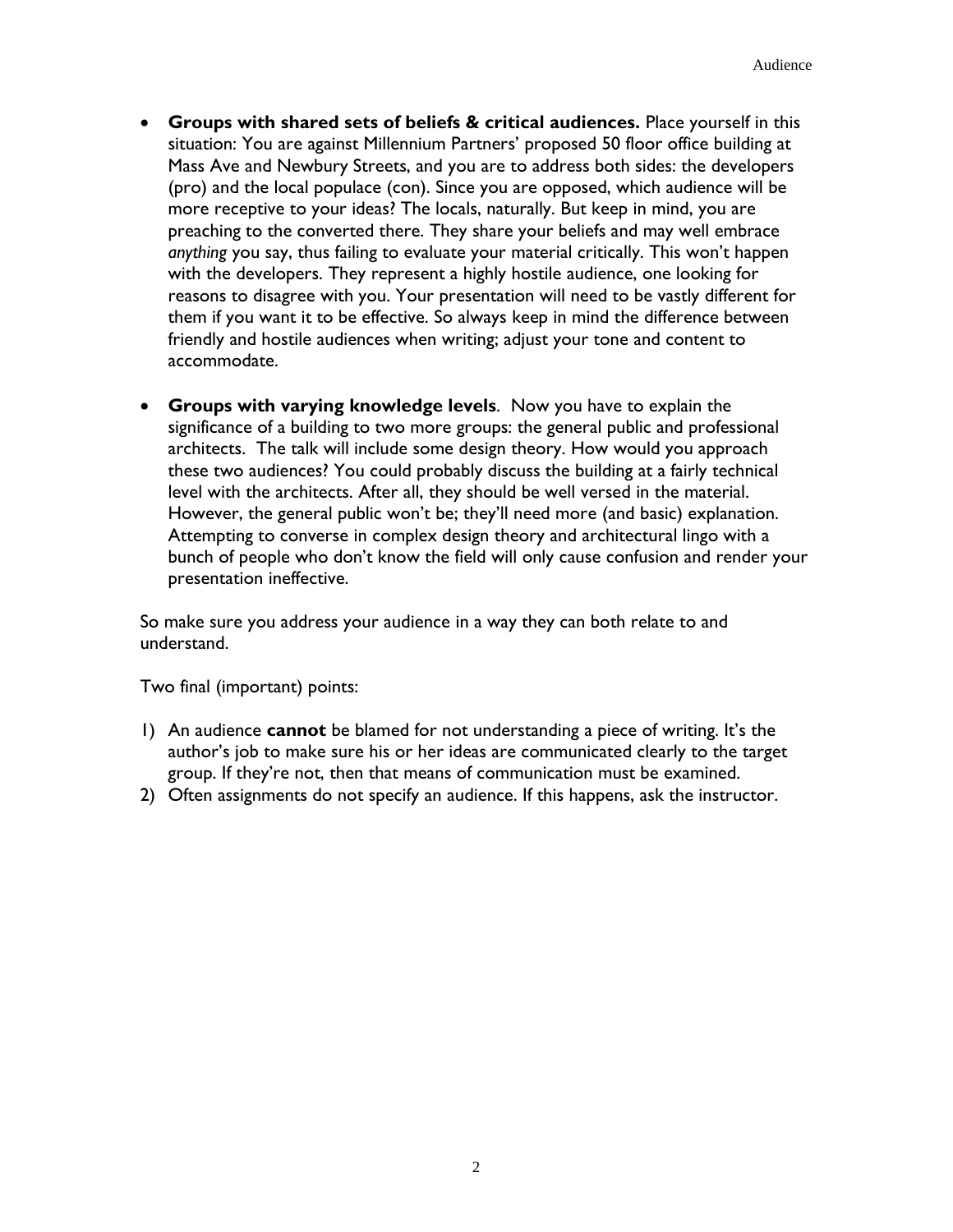- **Groups with shared sets of beliefs & critical audiences.** Place yourself in this situation: You are against Millennium Partners' proposed 50 floor office building at Mass Ave and Newbury Streets, and you are to address both sides: the developers (pro) and the local populace (con). Since you are opposed, which audience will be more receptive to your ideas? The locals, naturally. But keep in mind, you are preaching to the converted there. They share your beliefs and may well embrace *anything* you say, thus failing to evaluate your material critically. This won't happen with the developers. They represent a highly hostile audience, one looking for reasons to disagree with you. Your presentation will need to be vastly different for them if you want it to be effective. So always keep in mind the difference between friendly and hostile audiences when writing; adjust your tone and content to accommodate.

- **Groups with varying knowledge levels**. Now you have to explain the significance of a building to two more groups: the general public and professional architects. The talk will include some design theory. How would you approach these two audiences? You could probably discuss the building at a fairly technical level with the architects. After all, they should be well versed in the material. However, the general public won't be; they'll need more (and basic) explanation. Attempting to converse in complex design theory and architectural lingo with a bunch of people who don't know the field will only cause confusion and render your presentation ineffective.

So make sure you address your audience in a way they can both relate to and understand.

Two final (important) points:

1) An audience **cannot** be blamed for not understanding a piece of writing. It's the author's job to make sure his or her ideas are communicated clearly to the target group. If they're not, then that means of communication must be examined.
2) Often assignments do not specify an audience. If this happens, ask the instructor.